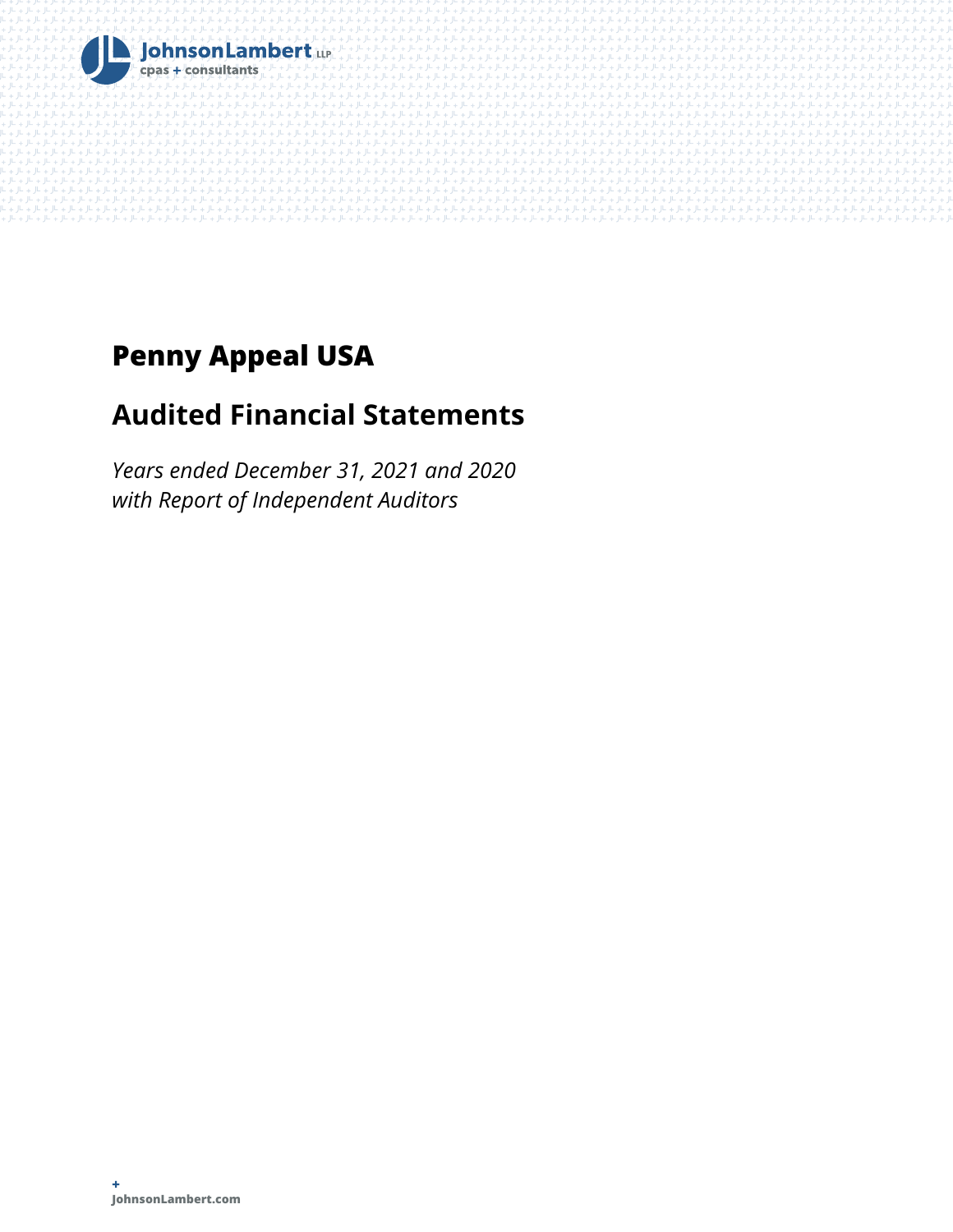JohnsonLambert LLP
cpas + consultants

# Penny Appeal USA

## Audited Financial Statements

*Years ended December 31, 2021 and 2020*
*with Report of Independent Auditors*

+
**JohnsonLambert.com**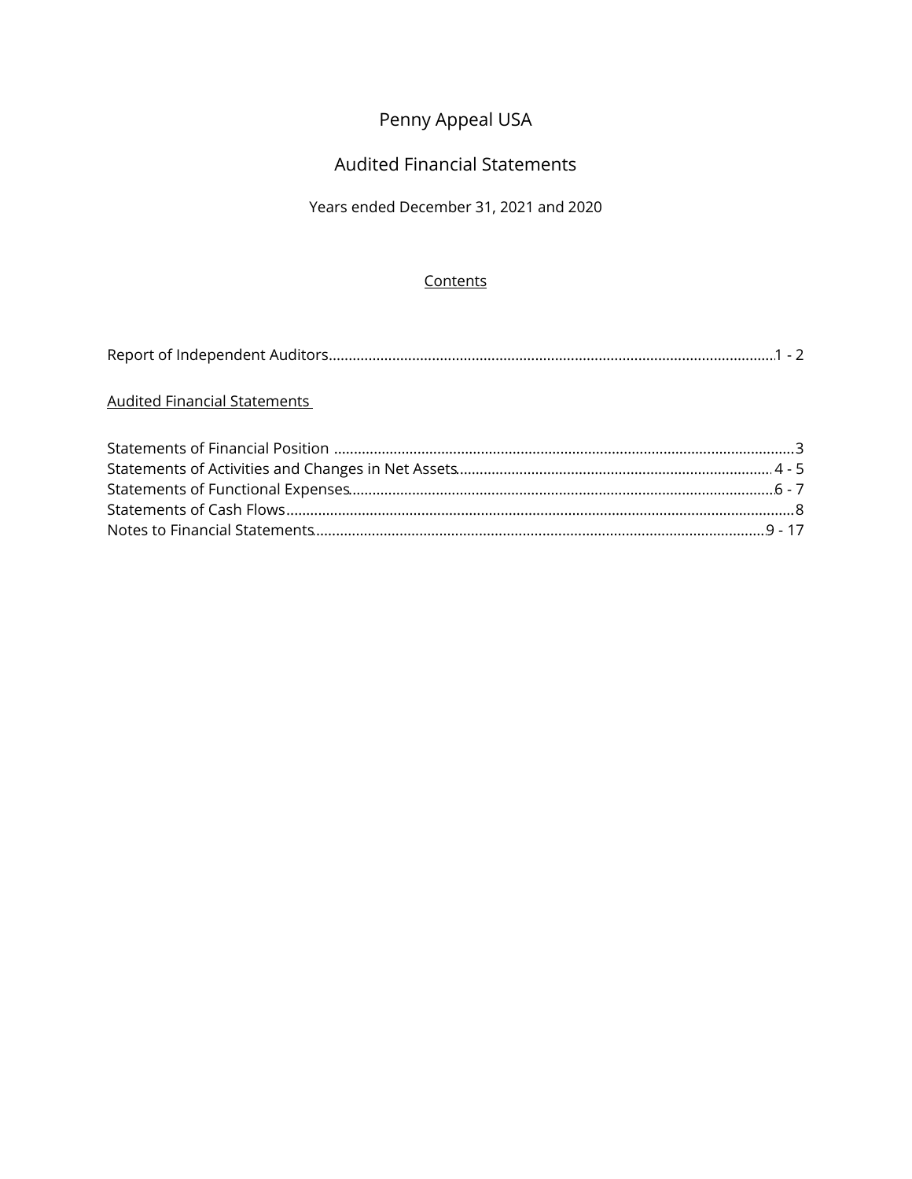# Penny Appeal USA

## Audited Financial Statements

Years ended December 31, 2021 and 2020

Contents

| | |
|---|---|
| Report of Independent Auditors | 1 - 2 |

Audited Financial Statements

| | |
|---|---|
| Statements of Financial Position | 3 |
| Statements of Activities and Changes in Net Assets | 4 - 5 |
| Statements of Functional Expenses | 6 - 7 |
| Statements of Cash Flows | 8 |
| Notes to Financial Statements | 9 - 17 |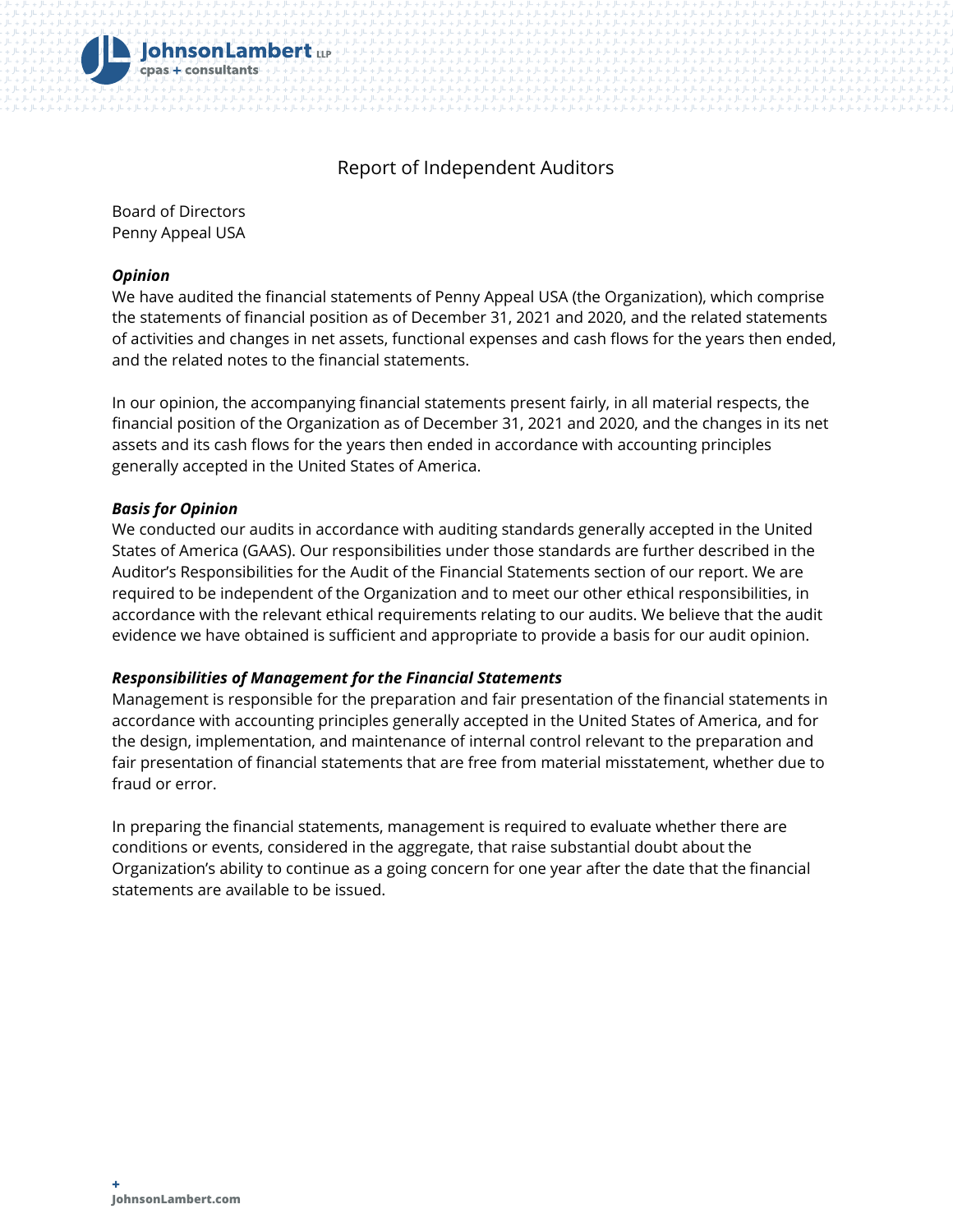# Report of Independent Auditors

Board of Directors
Penny Appeal USA

***Opinion***

We have audited the financial statements of Penny Appeal USA (the Organization), which comprise the statements of financial position as of December 31, 2021 and 2020, and the related statements of activities and changes in net assets, functional expenses and cash flows for the years then ended, and the related notes to the financial statements.

In our opinion, the accompanying financial statements present fairly, in all material respects, the financial position of the Organization as of December 31, 2021 and 2020, and the changes in its net assets and its cash flows for the years then ended in accordance with accounting principles generally accepted in the United States of America.

***Basis for Opinion***

We conducted our audits in accordance with auditing standards generally accepted in the United States of America (GAAS). Our responsibilities under those standards are further described in the Auditor's Responsibilities for the Audit of the Financial Statements section of our report. We are required to be independent of the Organization and to meet our other ethical responsibilities, in accordance with the relevant ethical requirements relating to our audits. We believe that the audit evidence we have obtained is sufficient and appropriate to provide a basis for our audit opinion.

***Responsibilities of Management for the Financial Statements***

Management is responsible for the preparation and fair presentation of the financial statements in accordance with accounting principles generally accepted in the United States of America, and for the design, implementation, and maintenance of internal control relevant to the preparation and fair presentation of financial statements that are free from material misstatement, whether due to fraud or error.

In preparing the financial statements, management is required to evaluate whether there are conditions or events, considered in the aggregate, that raise substantial doubt about the Organization's ability to continue as a going concern for one year after the date that the financial statements are available to be issued.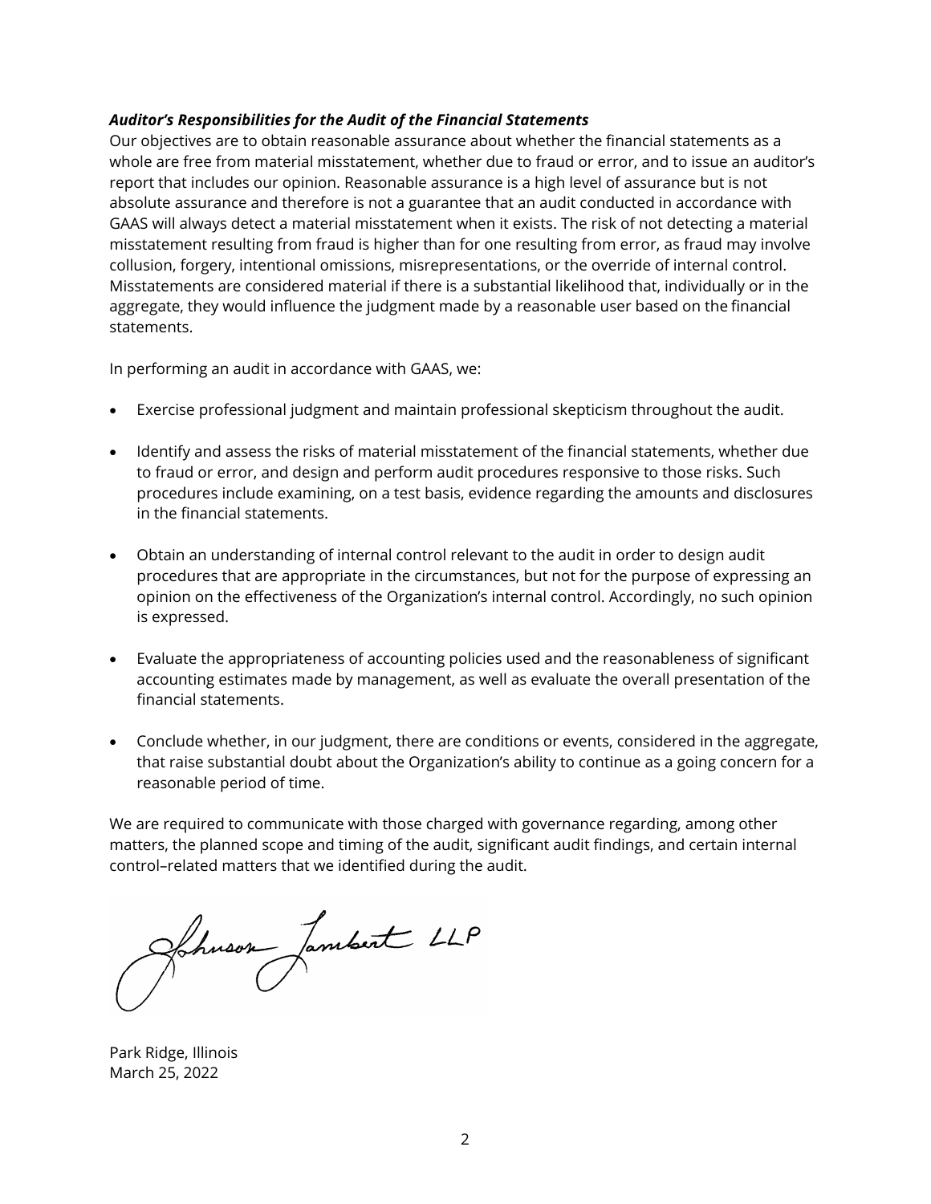***Auditor's Responsibilities for the Audit of the Financial Statements***

Our objectives are to obtain reasonable assurance about whether the financial statements as a whole are free from material misstatement, whether due to fraud or error, and to issue an auditor's report that includes our opinion. Reasonable assurance is a high level of assurance but is not absolute assurance and therefore is not a guarantee that an audit conducted in accordance with GAAS will always detect a material misstatement when it exists. The risk of not detecting a material misstatement resulting from fraud is higher than for one resulting from error, as fraud may involve collusion, forgery, intentional omissions, misrepresentations, or the override of internal control. Misstatements are considered material if there is a substantial likelihood that, individually or in the aggregate, they would influence the judgment made by a reasonable user based on the financial statements.

In performing an audit in accordance with GAAS, we:

- Exercise professional judgment and maintain professional skepticism throughout the audit.
- Identify and assess the risks of material misstatement of the financial statements, whether due to fraud or error, and design and perform audit procedures responsive to those risks. Such procedures include examining, on a test basis, evidence regarding the amounts and disclosures in the financial statements.
- Obtain an understanding of internal control relevant to the audit in order to design audit procedures that are appropriate in the circumstances, but not for the purpose of expressing an opinion on the effectiveness of the Organization's internal control. Accordingly, no such opinion is expressed.
- Evaluate the appropriateness of accounting policies used and the reasonableness of significant accounting estimates made by management, as well as evaluate the overall presentation of the financial statements.
- Conclude whether, in our judgment, there are conditions or events, considered in the aggregate, that raise substantial doubt about the Organization's ability to continue as a going concern for a reasonable period of time.

We are required to communicate with those charged with governance regarding, among other matters, the planned scope and timing of the audit, significant audit findings, and certain internal control–related matters that we identified during the audit.

Johnson Lambert LLP

Park Ridge, Illinois
March 25, 2022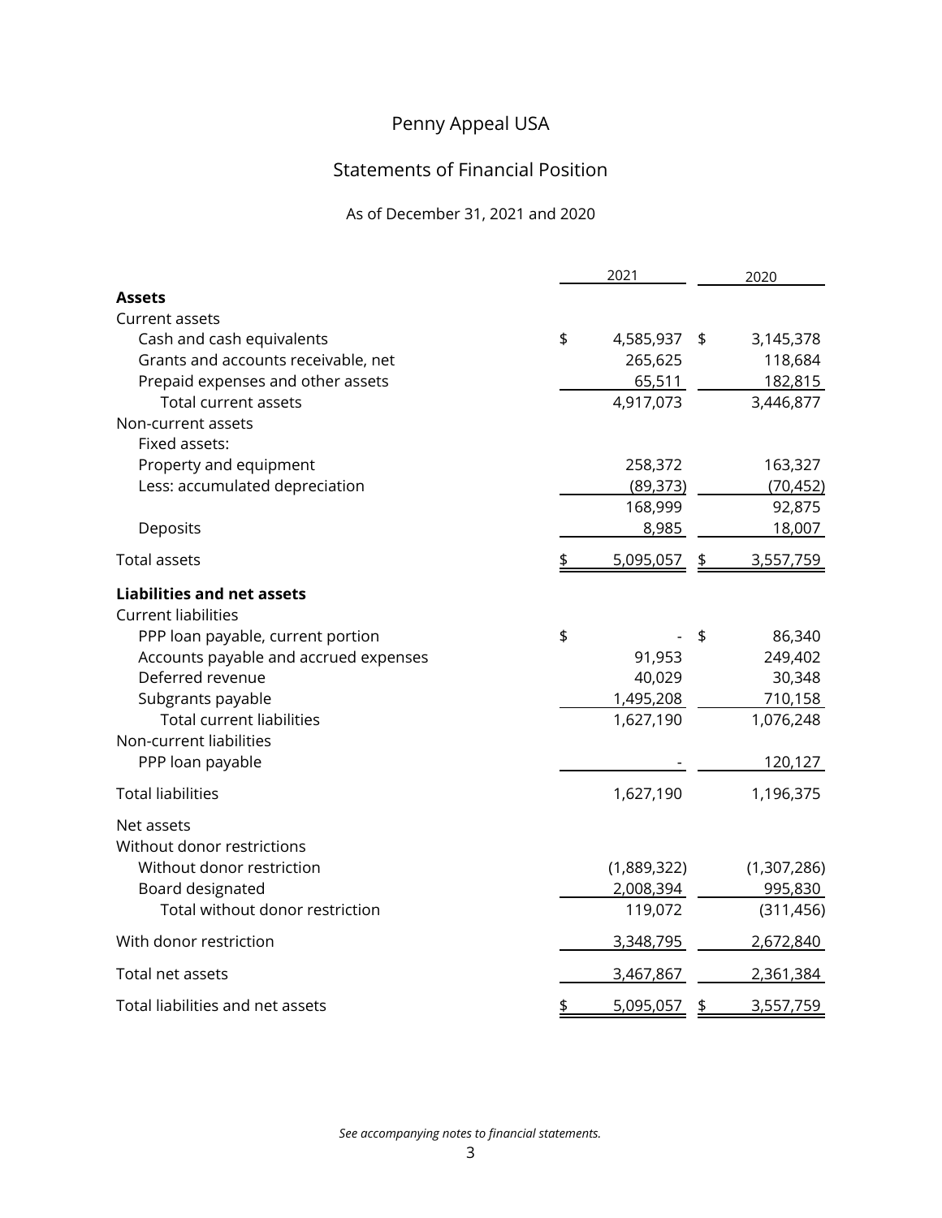# Penny Appeal USA

## Statements of Financial Position

As of December 31, 2021 and 2020

| | 2021 | 2020 |
|---|---|---|
| **Assets** | | |
| Current assets | | |
| Cash and cash equivalents | $ 4,585,937 | $ 3,145,378 |
| Grants and accounts receivable, net | 265,625 | 118,684 |
| Prepaid expenses and other assets | 65,511 | 182,815 |
| Total current assets | 4,917,073 | 3,446,877 |
| Non-current assets | | |
| Fixed assets: | | |
| Property and equipment | 258,372 | 163,327 |
| Less: accumulated depreciation | (89,373) | (70,452) |
| | 168,999 | 92,875 |
| Deposits | 8,985 | 18,007 |
| Total assets | $ 5,095,057 | $ 3,557,759 |
| **Liabilities and net assets** | | |
| Current liabilities | | |
| PPP loan payable, current portion | $ - | $ 86,340 |
| Accounts payable and accrued expenses | 91,953 | 249,402 |
| Deferred revenue | 40,029 | 30,348 |
| Subgrants payable | 1,495,208 | 710,158 |
| Total current liabilities | 1,627,190 | 1,076,248 |
| Non-current liabilities | | |
| PPP loan payable | - | 120,127 |
| Total liabilities | 1,627,190 | 1,196,375 |
| Net assets | | |
| Without donor restrictions | | |
| Without donor restriction | (1,889,322) | (1,307,286) |
| Board designated | 2,008,394 | 995,830 |
| Total without donor restriction | 119,072 | (311,456) |
| With donor restriction | 3,348,795 | 2,672,840 |
| Total net assets | 3,467,867 | 2,361,384 |
| Total liabilities and net assets | $ 5,095,057 | $ 3,557,759 |

*See accompanying notes to financial statements.*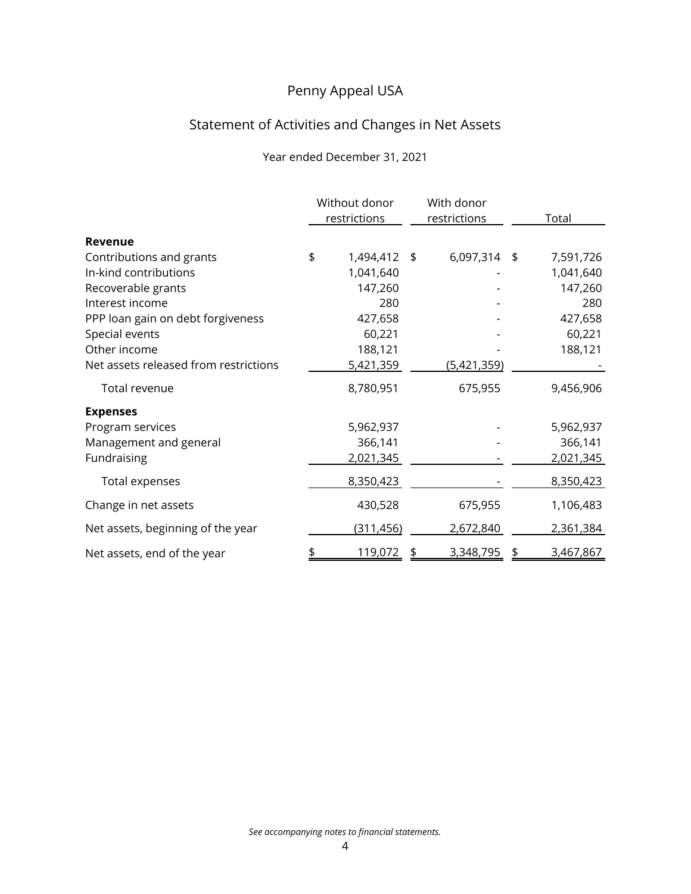# Penny Appeal USA

## Statement of Activities and Changes in Net Assets

Year ended December 31, 2021

| | Without donor restrictions | With donor restrictions | Total |
|---|---|---|---|
| **Revenue** | | | |
| Contributions and grants | $ 1,494,412 | $ 6,097,314 | $ 7,591,726 |
| In-kind contributions | 1,041,640 | - | 1,041,640 |
| Recoverable grants | 147,260 | - | 147,260 |
| Interest income | 280 | - | 280 |
| PPP loan gain on debt forgiveness | 427,658 | - | 427,658 |
| Special events | 60,221 | - | 60,221 |
| Other income | 188,121 | - | 188,121 |
| Net assets released from restrictions | 5,421,359 | (5,421,359) | - |
| Total revenue | 8,780,951 | 675,955 | 9,456,906 |
| **Expenses** | | | |
| Program services | 5,962,937 | - | 5,962,937 |
| Management and general | 366,141 | - | 366,141 |
| Fundraising | 2,021,345 | - | 2,021,345 |
| Total expenses | 8,350,423 | - | 8,350,423 |
| Change in net assets | 430,528 | 675,955 | 1,106,483 |
| Net assets, beginning of the year | (311,456) | 2,672,840 | 2,361,384 |
| Net assets, end of the year | $ 119,072 | $ 3,348,795 | $ 3,467,867 |

*See accompanying notes to financial statements.*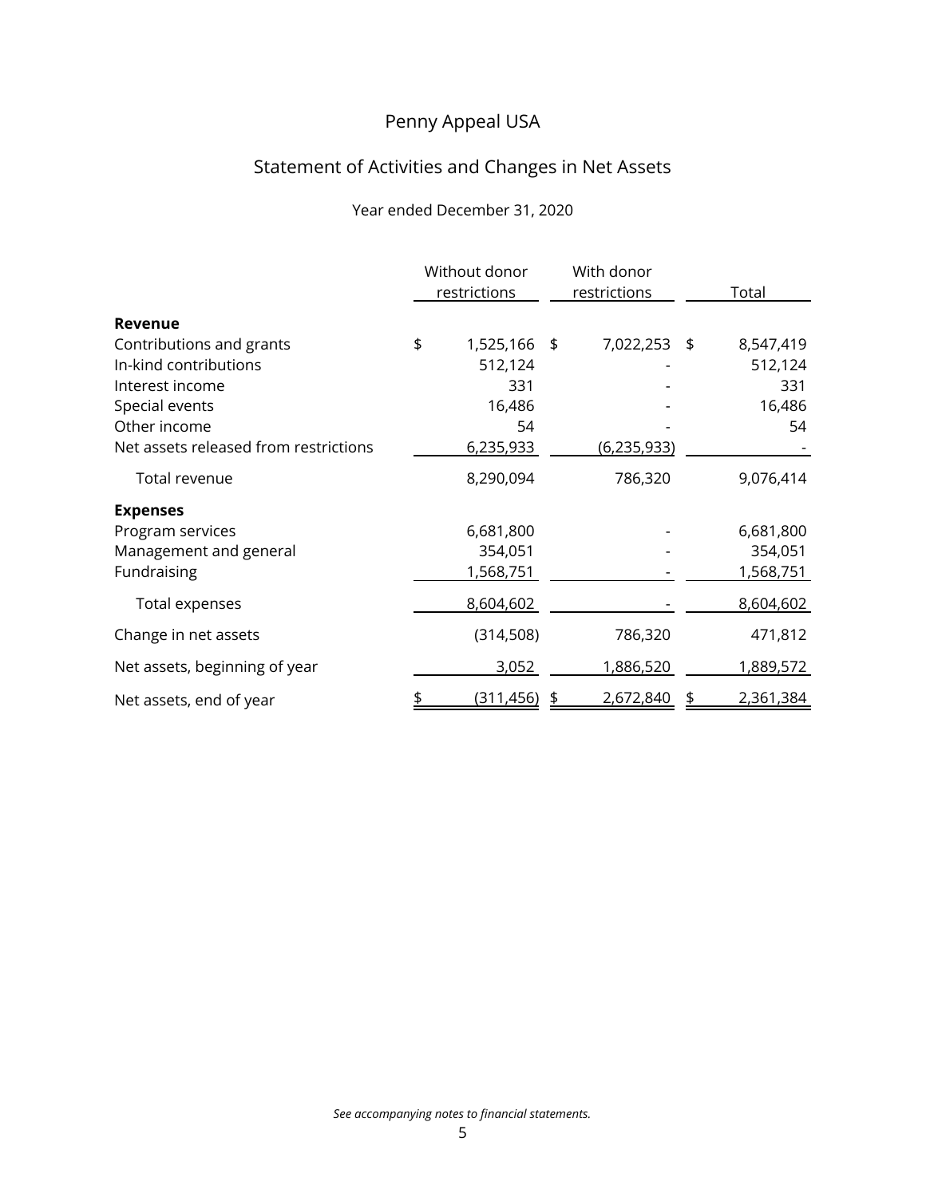# Penny Appeal USA

## Statement of Activities and Changes in Net Assets

Year ended December 31, 2020

| | Without donor restrictions | With donor restrictions | Total |
|---|---|---|---|
| **Revenue** | | | |
| Contributions and grants | $ 1,525,166 | $ 7,022,253 | $ 8,547,419 |
| In-kind contributions | 512,124 | - | 512,124 |
| Interest income | 331 | - | 331 |
| Special events | 16,486 | - | 16,486 |
| Other income | 54 | - | 54 |
| Net assets released from restrictions | 6,235,933 | (6,235,933) | - |
| Total revenue | 8,290,094 | 786,320 | 9,076,414 |
| **Expenses** | | | |
| Program services | 6,681,800 | - | 6,681,800 |
| Management and general | 354,051 | - | 354,051 |
| Fundraising | 1,568,751 | - | 1,568,751 |
| Total expenses | 8,604,602 | - | 8,604,602 |
| Change in net assets | (314,508) | 786,320 | 471,812 |
| Net assets, beginning of year | 3,052 | 1,886,520 | 1,889,572 |
| Net assets, end of year | $ (311,456) | $ 2,672,840 | $ 2,361,384 |

*See accompanying notes to financial statements.*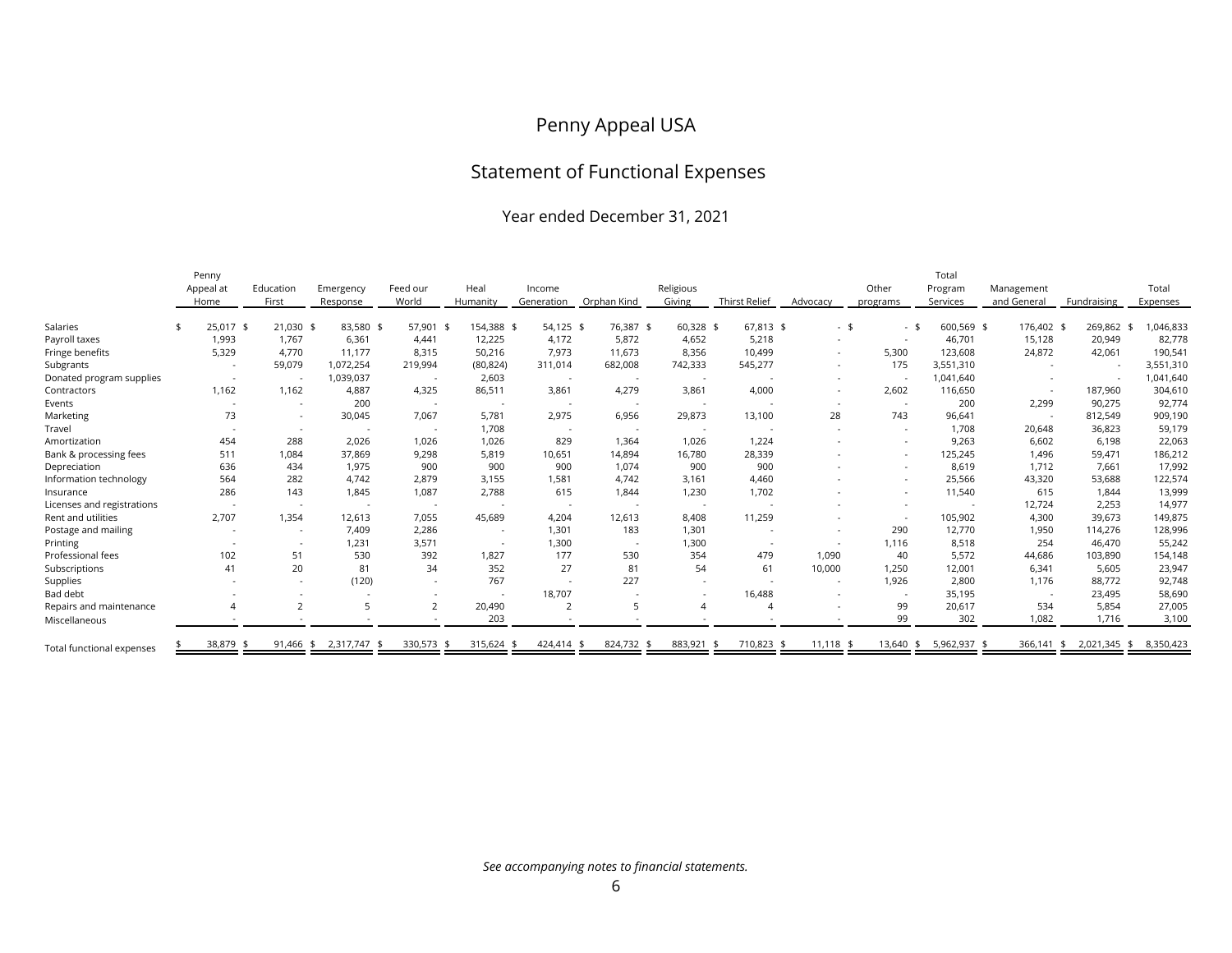# Penny Appeal USA

## Statement of Functional Expenses

### Year ended December 31, 2021

| | Penny Appeal at Home | Education First | Emergency Response | Feed our World | Heal Humanity | Income Generation | Orphan Kind | Religious Giving | Thirst Relief | Advocacy | Other programs | Total Program Services | Management and General | Fundraising | Total Expenses |
|---|---|---|---|---|---|---|---|---|---|---|---|---|---|---|---|
| Salaries | $ 25,017 | $ 21,030 | $ 83,580 | $ 57,901 | $ 154,388 | $ 54,125 | $ 76,387 | $ 60,328 | $ 67,813 | $ - | $ - | $ 600,569 | $ 176,402 | $ 269,862 | $ 1,046,833 |
| Payroll taxes | 1,993 | 1,767 | 6,361 | 4,441 | 12,225 | 4,172 | 5,872 | 4,652 | 5,218 | - | - | 46,701 | 15,128 | 20,949 | 82,778 |
| Fringe benefits | 5,329 | 4,770 | 11,177 | 8,315 | 50,216 | 7,973 | 11,673 | 8,356 | 10,499 | - | 5,300 | 123,608 | 24,872 | 42,061 | 190,541 |
| Subgrants | - | 59,079 | 1,072,254 | 219,994 | (80,824) | 311,014 | 682,008 | 742,333 | 545,277 | - | 175 | 3,551,310 | - | - | 3,551,310 |
| Donated program supplies | - | - | 1,039,037 | - | 2,603 | - | - | - | - | - | - | 1,041,640 | - | - | 1,041,640 |
| Contractors | 1,162 | 1,162 | 4,887 | 4,325 | 86,511 | 3,861 | 4,279 | 3,861 | 4,000 | - | 2,602 | 116,650 | - | 187,960 | 304,610 |
| Events | - | - | 200 | - | - | - | - | - | - | - | - | 200 | 2,299 | 90,275 | 92,774 |
| Marketing | 73 | - | 30,045 | 7,067 | 5,781 | 2,975 | 6,956 | 29,873 | 13,100 | 28 | 743 | 96,641 | - | 812,549 | 909,190 |
| Travel | - | - | - | - | 1,708 | - | - | - | - | - | - | 1,708 | 20,648 | 36,823 | 59,179 |
| Amortization | 454 | 288 | 2,026 | 1,026 | 1,026 | 829 | 1,364 | 1,026 | 1,224 | - | - | 9,263 | 6,602 | 6,198 | 22,063 |
| Bank & processing fees | 511 | 1,084 | 37,869 | 9,298 | 5,819 | 10,651 | 14,894 | 16,780 | 28,339 | - | - | 125,245 | 1,496 | 59,471 | 186,212 |
| Depreciation | 636 | 434 | 1,975 | 900 | 900 | 900 | 1,074 | 900 | 900 | - | - | 8,619 | 1,712 | 7,661 | 17,992 |
| Information technology | 564 | 282 | 4,742 | 2,879 | 3,155 | 1,581 | 4,742 | 3,161 | 4,460 | - | - | 25,566 | 43,320 | 53,688 | 122,574 |
| Insurance | 286 | 143 | 1,845 | 1,087 | 2,788 | 615 | 1,844 | 1,230 | 1,702 | - | - | 11,540 | 615 | 1,844 | 13,999 |
| Licenses and registrations | - | - | - | - | - | - | - | - | - | - | - | - | 12,724 | 2,253 | 14,977 |
| Rent and utilities | 2,707 | 1,354 | 12,613 | 7,055 | 45,689 | 4,204 | 12,613 | 8,408 | 11,259 | - | - | 105,902 | 4,300 | 39,673 | 149,875 |
| Postage and mailing | - | - | 7,409 | 2,286 | - | 1,301 | 183 | 1,301 | - | - | 290 | 12,770 | 1,950 | 114,276 | 128,996 |
| Printing | - | - | 1,231 | 3,571 | - | 1,300 | - | 1,300 | - | - | 1,116 | 8,518 | 254 | 46,470 | 55,242 |
| Professional fees | 102 | 51 | 530 | 392 | 1,827 | 177 | 530 | 354 | 479 | 1,090 | 40 | 5,572 | 44,686 | 103,890 | 154,148 |
| Subscriptions | 41 | 20 | 81 | 34 | 352 | 27 | 81 | 54 | 61 | 10,000 | 1,250 | 12,001 | 6,341 | 5,605 | 23,947 |
| Supplies | - | - | (120) | - | 767 | - | 227 | - | - | - | 1,926 | 2,800 | 1,176 | 88,772 | 92,748 |
| Bad debt | - | - | - | - | - | 18,707 | - | - | 16,488 | - | - | 35,195 | - | 23,495 | 58,690 |
| Repairs and maintenance | 4 | 2 | 5 | 2 | 20,490 | 2 | 5 | 4 | 4 | - | 99 | 20,617 | 534 | 5,854 | 27,005 |
| Miscellaneous | - | - | - | - | 203 | - | - | - | - | - | 99 | 302 | 1,082 | 1,716 | 3,100 |
| Total functional expenses | $ 38,879 | $ 91,466 | $ 2,317,747 | $ 330,573 | $ 315,624 | $ 424,414 | $ 824,732 | $ 883,921 | $ 710,823 | $ 11,118 | $ 13,640 | $ 5,962,937 | $ 366,141 | $ 2,021,345 | $ 8,350,423 |

*See accompanying notes to financial statements.*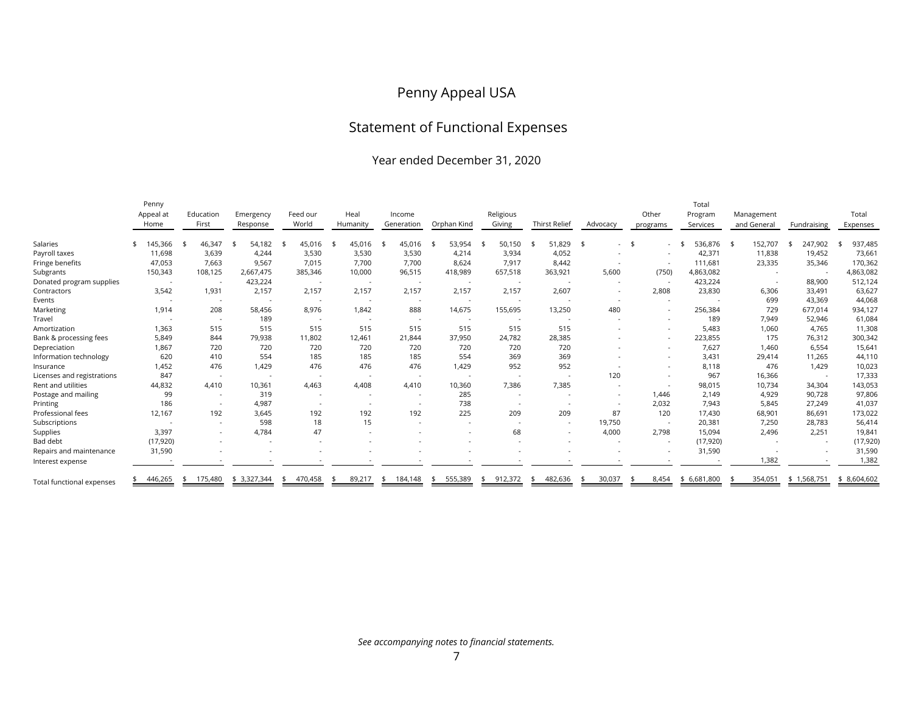# Penny Appeal USA

## Statement of Functional Expenses

### Year ended December 31, 2020

| | Penny Appeal at Home | Education First | Emergency Response | Feed our World | Heal Humanity | Income Generation | Orphan Kind | Religious Giving | Thirst Relief | Advocacy | Other programs | Total Program Services | Management and General | Fundraising | Total Expenses |
|---|---|---|---|---|---|---|---|---|---|---|---|---|---|---|---|
| Salaries | $ 145,366 | $ 46,347 | $ 54,182 | $ 45,016 | $ 45,016 | $ 45,016 | $ 53,954 | $ 50,150 | $ 51,829 | $ - | $ - | $ 536,876 | $ 152,707 | $ 247,902 | $ 937,485 |
| Payroll taxes | 11,698 | 3,639 | 4,244 | 3,530 | 3,530 | 3,530 | 4,214 | 3,934 | 4,052 | - | - | 42,371 | 11,838 | 19,452 | 73,661 |
| Fringe benefits | 47,053 | 7,663 | 9,567 | 7,015 | 7,700 | 7,700 | 8,624 | 7,917 | 8,442 | - | - | 111,681 | 23,335 | 35,346 | 170,362 |
| Subgrants | 150,343 | 108,125 | 2,667,475 | 385,346 | 10,000 | 96,515 | 418,989 | 657,518 | 363,921 | 5,600 | (750) | 4,863,082 | - | - | 4,863,082 |
| Donated program supplies | - | - | 423,224 | - | - | - | - | - | - | - | - | 423,224 | - | 88,900 | 512,124 |
| Contractors | 3,542 | 1,931 | 2,157 | 2,157 | 2,157 | 2,157 | 2,157 | 2,157 | 2,607 | - | 2,808 | 23,830 | 6,306 | 33,491 | 63,627 |
| Events | - | - | - | - | - | - | - | - | - | - | - | - | 699 | 43,369 | 44,068 |
| Marketing | 1,914 | 208 | 58,456 | 8,976 | 1,842 | 888 | 14,675 | 155,695 | 13,250 | 480 | - | 256,384 | 729 | 677,014 | 934,127 |
| Travel | - | - | 189 | - | - | - | - | - | - | - | - | 189 | 7,949 | 52,946 | 61,084 |
| Amortization | 1,363 | 515 | 515 | 515 | 515 | 515 | 515 | 515 | 515 | - | - | 5,483 | 1,060 | 4,765 | 11,308 |
| Bank & processing fees | 5,849 | 844 | 79,938 | 11,802 | 12,461 | 21,844 | 37,950 | 24,782 | 28,385 | - | - | 223,855 | 175 | 76,312 | 300,342 |
| Depreciation | 1,867 | 720 | 720 | 720 | 720 | 720 | 720 | 720 | 720 | - | - | 7,627 | 1,460 | 6,554 | 15,641 |
| Information technology | 620 | 410 | 554 | 185 | 185 | 185 | 554 | 369 | 369 | - | - | 3,431 | 29,414 | 11,265 | 44,110 |
| Insurance | 1,452 | 476 | 1,429 | 476 | 476 | 476 | 1,429 | 952 | 952 | - | - | 8,118 | 476 | 1,429 | 10,023 |
| Licenses and registrations | 847 | - | - | - | - | - | - | - | - | 120 | - | 967 | 16,366 | - | 17,333 |
| Rent and utilities | 44,832 | 4,410 | 10,361 | 4,463 | 4,408 | 4,410 | 10,360 | 7,386 | 7,385 | - | - | 98,015 | 10,734 | 34,304 | 143,053 |
| Postage and mailing | 99 | - | 319 | - | - | - | 285 | - | - | - | 1,446 | 2,149 | 4,929 | 90,728 | 97,806 |
| Printing | 186 | - | 4,987 | - | - | - | 738 | - | - | - | 2,032 | 7,943 | 5,845 | 27,249 | 41,037 |
| Professional fees | 12,167 | 192 | 3,645 | 192 | 192 | 192 | 225 | 209 | 209 | 87 | 120 | 17,430 | 68,901 | 86,691 | 173,022 |
| Subscriptions | - | - | 598 | 18 | 15 | - | - | - | - | 19,750 | - | 20,381 | 7,250 | 28,783 | 56,414 |
| Supplies | 3,397 | - | 4,784 | 47 | - | - | - | 68 | - | 4,000 | 2,798 | 15,094 | 2,496 | 2,251 | 19,841 |
| Bad debt | (17,920) | - | - | - | - | - | - | - | - | - | - | (17,920) | - | - | (17,920) |
| Repairs and maintenance | 31,590 | - | - | - | - | - | - | - | - | - | - | 31,590 | - | - | 31,590 |
| Interest expense | - | - | - | - | - | - | - | - | - | - | - | - | 1,382 | - | 1,382 |
| Total functional expenses | $ 446,265 | $ 175,480 | $ 3,327,344 | $ 470,458 | $ 89,217 | $ 184,148 | $ 555,389 | $ 912,372 | $ 482,636 | $ 30,037 | $ 8,454 | $ 6,681,800 | $ 354,051 | $ 1,568,751 | $ 8,604,602 |

*See accompanying notes to financial statements.*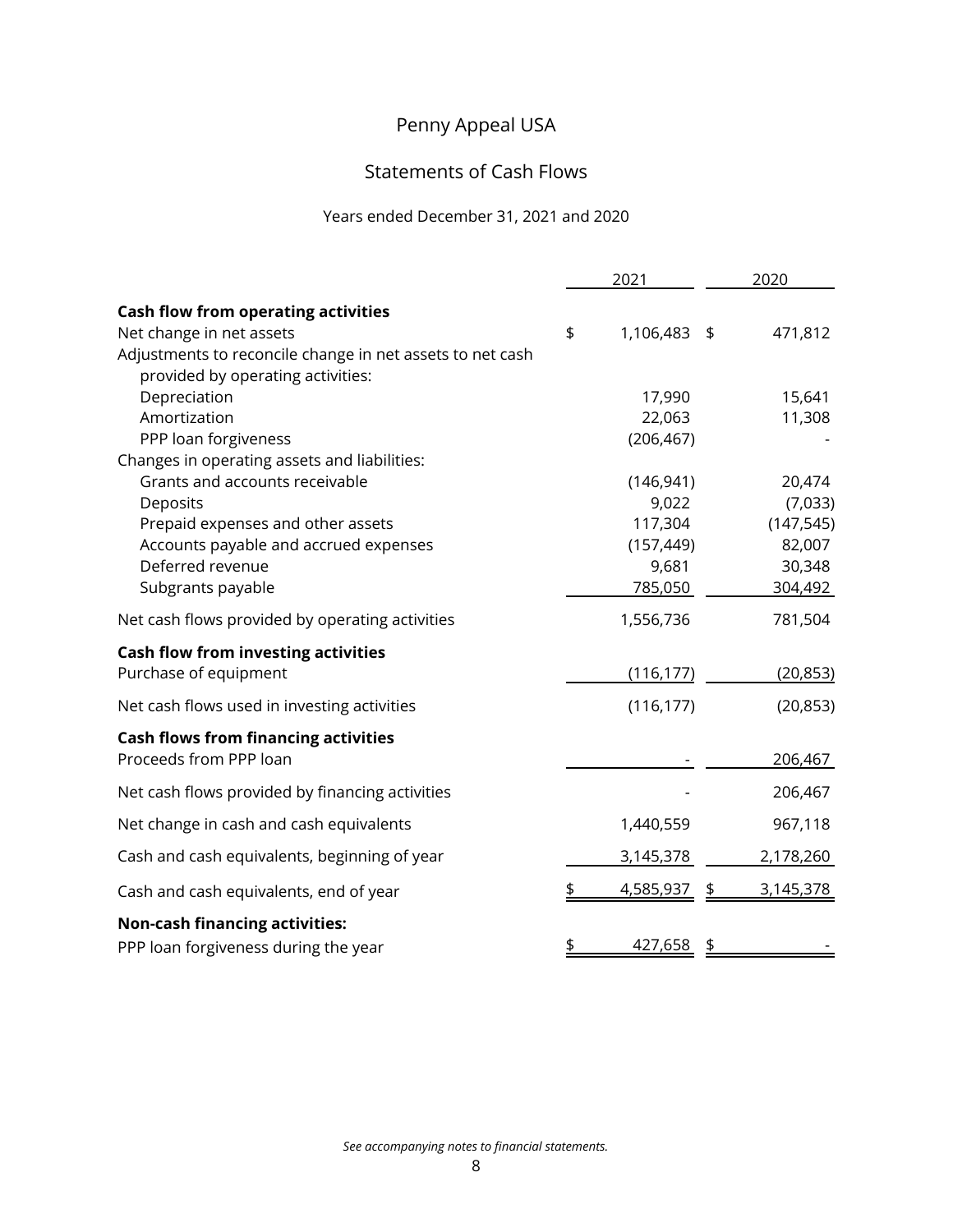# Penny Appeal USA

## Statements of Cash Flows

### Years ended December 31, 2021 and 2020

| | 2021 | 2020 |
|---|---|---|
| **Cash flow from operating activities** | | |
| Net change in net assets | $ 1,106,483 | $ 471,812 |
| Adjustments to reconcile change in net assets to net cash provided by operating activities: | | |
| Depreciation | 17,990 | 15,641 |
| Amortization | 22,063 | 11,308 |
| PPP loan forgiveness | (206,467) | - |
| Changes in operating assets and liabilities: | | |
| Grants and accounts receivable | (146,941) | 20,474 |
| Deposits | 9,022 | (7,033) |
| Prepaid expenses and other assets | 117,304 | (147,545) |
| Accounts payable and accrued expenses | (157,449) | 82,007 |
| Deferred revenue | 9,681 | 30,348 |
| Subgrants payable | 785,050 | 304,492 |
| Net cash flows provided by operating activities | 1,556,736 | 781,504 |
| **Cash flow from investing activities** | | |
| Purchase of equipment | (116,177) | (20,853) |
| Net cash flows used in investing activities | (116,177) | (20,853) |
| **Cash flows from financing activities** | | |
| Proceeds from PPP loan | - | 206,467 |
| Net cash flows provided by financing activities | - | 206,467 |
| Net change in cash and cash equivalents | 1,440,559 | 967,118 |
| Cash and cash equivalents, beginning of year | 3,145,378 | 2,178,260 |
| Cash and cash equivalents, end of year | $ 4,585,937 | $ 3,145,378 |
| **Non-cash financing activities:** | | |
| PPP loan forgiveness during the year | $ 427,658 | $ - |

*See accompanying notes to financial statements.*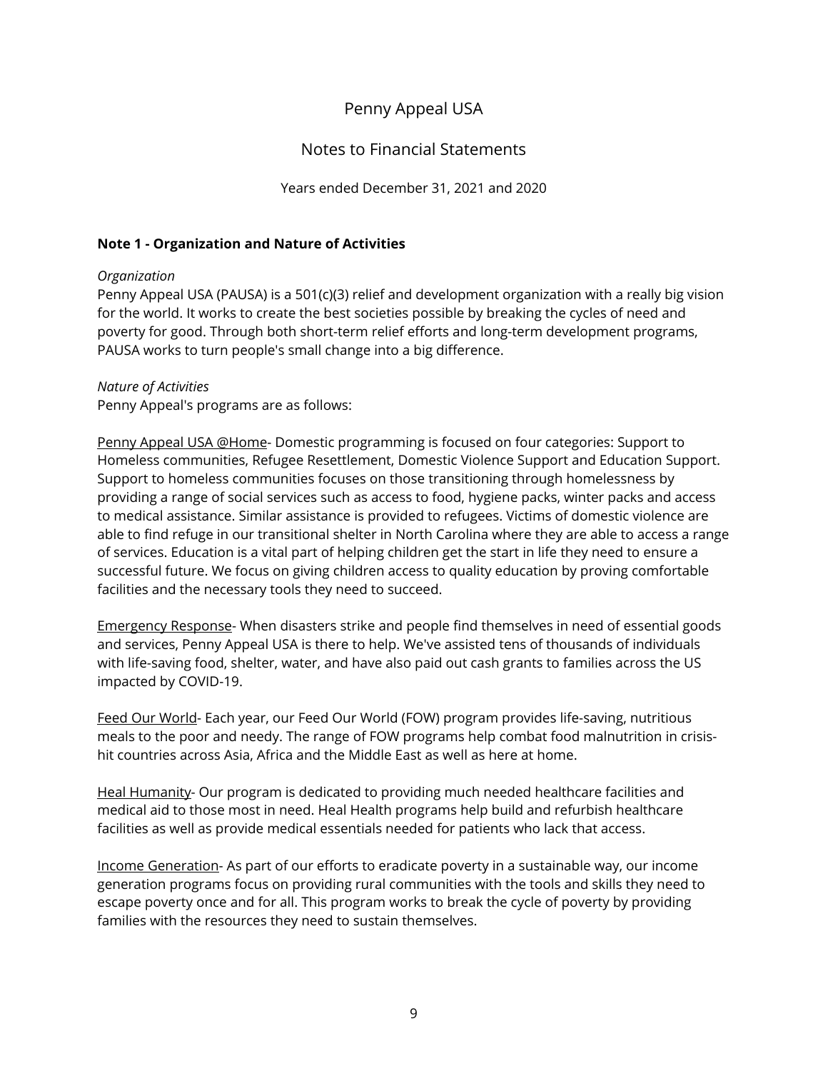# Penny Appeal USA

## Notes to Financial Statements

Years ended December 31, 2021 and 2020

### Note 1 - Organization and Nature of Activities

*Organization*

Penny Appeal USA (PAUSA) is a 501(c)(3) relief and development organization with a really big vision for the world. It works to create the best societies possible by breaking the cycles of need and poverty for good. Through both short-term relief efforts and long-term development programs, PAUSA works to turn people's small change into a big difference.

*Nature of Activities*

Penny Appeal's programs are as follows:

Penny Appeal USA @Home- Domestic programming is focused on four categories: Support to Homeless communities, Refugee Resettlement, Domestic Violence Support and Education Support. Support to homeless communities focuses on those transitioning through homelessness by providing a range of social services such as access to food, hygiene packs, winter packs and access to medical assistance. Similar assistance is provided to refugees. Victims of domestic violence are able to find refuge in our transitional shelter in North Carolina where they are able to access a range of services. Education is a vital part of helping children get the start in life they need to ensure a successful future. We focus on giving children access to quality education by proving comfortable facilities and the necessary tools they need to succeed.

Emergency Response- When disasters strike and people find themselves in need of essential goods and services, Penny Appeal USA is there to help. We've assisted tens of thousands of individuals with life-saving food, shelter, water, and have also paid out cash grants to families across the US impacted by COVID-19.

Feed Our World- Each year, our Feed Our World (FOW) program provides life-saving, nutritious meals to the poor and needy. The range of FOW programs help combat food malnutrition in crisis-hit countries across Asia, Africa and the Middle East as well as here at home.

Heal Humanity- Our program is dedicated to providing much needed healthcare facilities and medical aid to those most in need. Heal Health programs help build and refurbish healthcare facilities as well as provide medical essentials needed for patients who lack that access.

Income Generation- As part of our efforts to eradicate poverty in a sustainable way, our income generation programs focus on providing rural communities with the tools and skills they need to escape poverty once and for all. This program works to break the cycle of poverty by providing families with the resources they need to sustain themselves.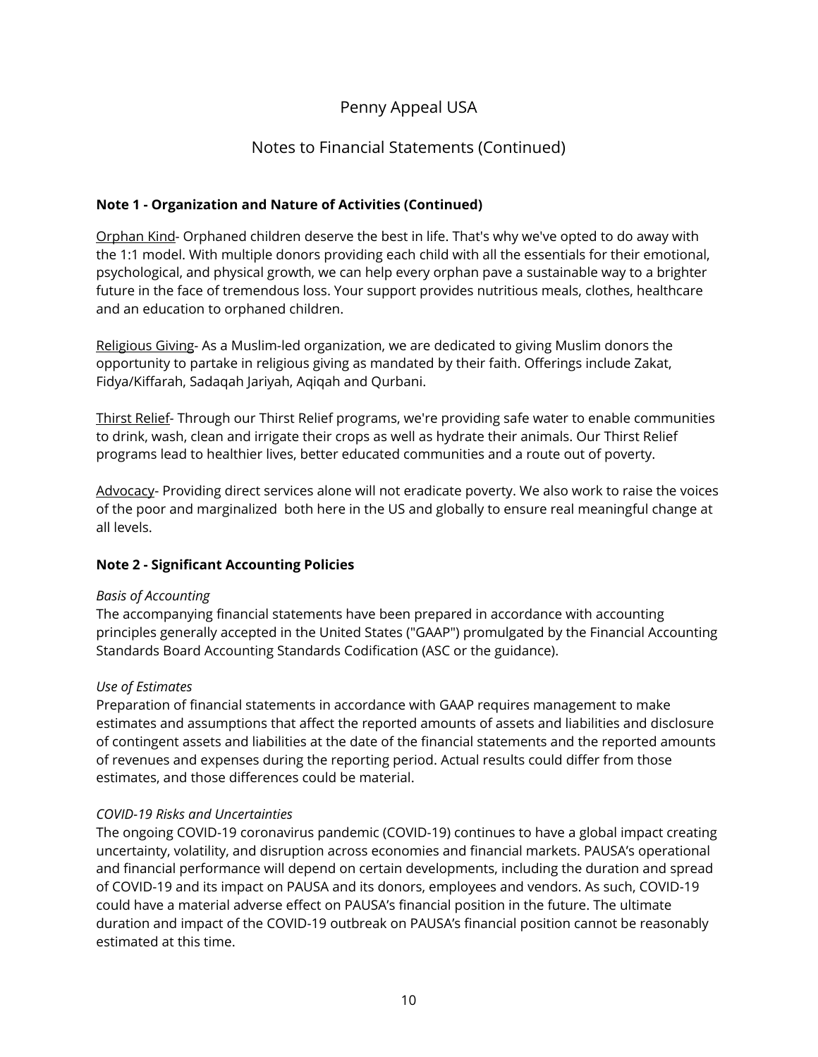Penny Appeal USA

Notes to Financial Statements (Continued)

**Note 1 - Organization and Nature of Activities (Continued)**

Orphan Kind- Orphaned children deserve the best in life. That's why we've opted to do away with the 1:1 model. With multiple donors providing each child with all the essentials for their emotional, psychological, and physical growth, we can help every orphan pave a sustainable way to a brighter future in the face of tremendous loss. Your support provides nutritious meals, clothes, healthcare and an education to orphaned children.

Religious Giving- As a Muslim-led organization, we are dedicated to giving Muslim donors the opportunity to partake in religious giving as mandated by their faith. Offerings include Zakat, Fidya/Kiffarah, Sadaqah Jariyah, Aqiqah and Qurbani.

Thirst Relief- Through our Thirst Relief programs, we're providing safe water to enable communities to drink, wash, clean and irrigate their crops as well as hydrate their animals. Our Thirst Relief programs lead to healthier lives, better educated communities and a route out of poverty.

Advocacy- Providing direct services alone will not eradicate poverty. We also work to raise the voices of the poor and marginalized both here in the US and globally to ensure real meaningful change at all levels.

**Note 2 - Significant Accounting Policies**

*Basis of Accounting*
The accompanying financial statements have been prepared in accordance with accounting principles generally accepted in the United States ("GAAP") promulgated by the Financial Accounting Standards Board Accounting Standards Codification (ASC or the guidance).

*Use of Estimates*
Preparation of financial statements in accordance with GAAP requires management to make estimates and assumptions that affect the reported amounts of assets and liabilities and disclosure of contingent assets and liabilities at the date of the financial statements and the reported amounts of revenues and expenses during the reporting period. Actual results could differ from those estimates, and those differences could be material.

*COVID-19 Risks and Uncertainties*
The ongoing COVID-19 coronavirus pandemic (COVID-19) continues to have a global impact creating uncertainty, volatility, and disruption across economies and financial markets. PAUSA's operational and financial performance will depend on certain developments, including the duration and spread of COVID-19 and its impact on PAUSA and its donors, employees and vendors. As such, COVID-19 could have a material adverse effect on PAUSA's financial position in the future. The ultimate duration and impact of the COVID-19 outbreak on PAUSA's financial position cannot be reasonably estimated at this time.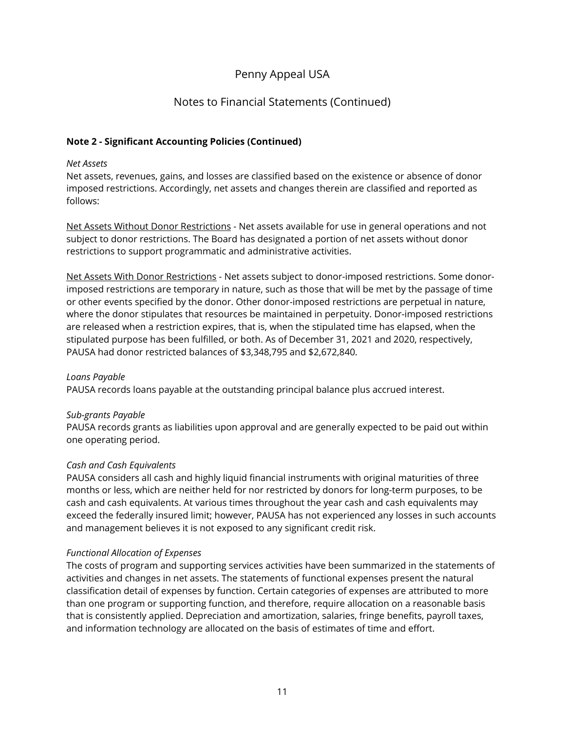# Penny Appeal USA

## Notes to Financial Statements (Continued)

**Note 2 - Significant Accounting Policies (Continued)**

*Net Assets*
Net assets, revenues, gains, and losses are classified based on the existence or absence of donor imposed restrictions. Accordingly, net assets and changes therein are classified and reported as follows:

Net Assets Without Donor Restrictions - Net assets available for use in general operations and not subject to donor restrictions. The Board has designated a portion of net assets without donor restrictions to support programmatic and administrative activities.

Net Assets With Donor Restrictions - Net assets subject to donor-imposed restrictions. Some donor-imposed restrictions are temporary in nature, such as those that will be met by the passage of time or other events specified by the donor. Other donor-imposed restrictions are perpetual in nature, where the donor stipulates that resources be maintained in perpetuity. Donor-imposed restrictions are released when a restriction expires, that is, when the stipulated time has elapsed, when the stipulated purpose has been fulfilled, or both. As of December 31, 2021 and 2020, respectively, PAUSA had donor restricted balances of $3,348,795 and $2,672,840.

*Loans Payable*
PAUSA records loans payable at the outstanding principal balance plus accrued interest.

*Sub-grants Payable*
PAUSA records grants as liabilities upon approval and are generally expected to be paid out within one operating period.

*Cash and Cash Equivalents*
PAUSA considers all cash and highly liquid financial instruments with original maturities of three months or less, which are neither held for nor restricted by donors for long-term purposes, to be cash and cash equivalents. At various times throughout the year cash and cash equivalents may exceed the federally insured limit; however, PAUSA has not experienced any losses in such accounts and management believes it is not exposed to any significant credit risk.

*Functional Allocation of Expenses*
The costs of program and supporting services activities have been summarized in the statements of activities and changes in net assets. The statements of functional expenses present the natural classification detail of expenses by function. Certain categories of expenses are attributed to more than one program or supporting function, and therefore, require allocation on a reasonable basis that is consistently applied. Depreciation and amortization, salaries, fringe benefits, payroll taxes, and information technology are allocated on the basis of estimates of time and effort.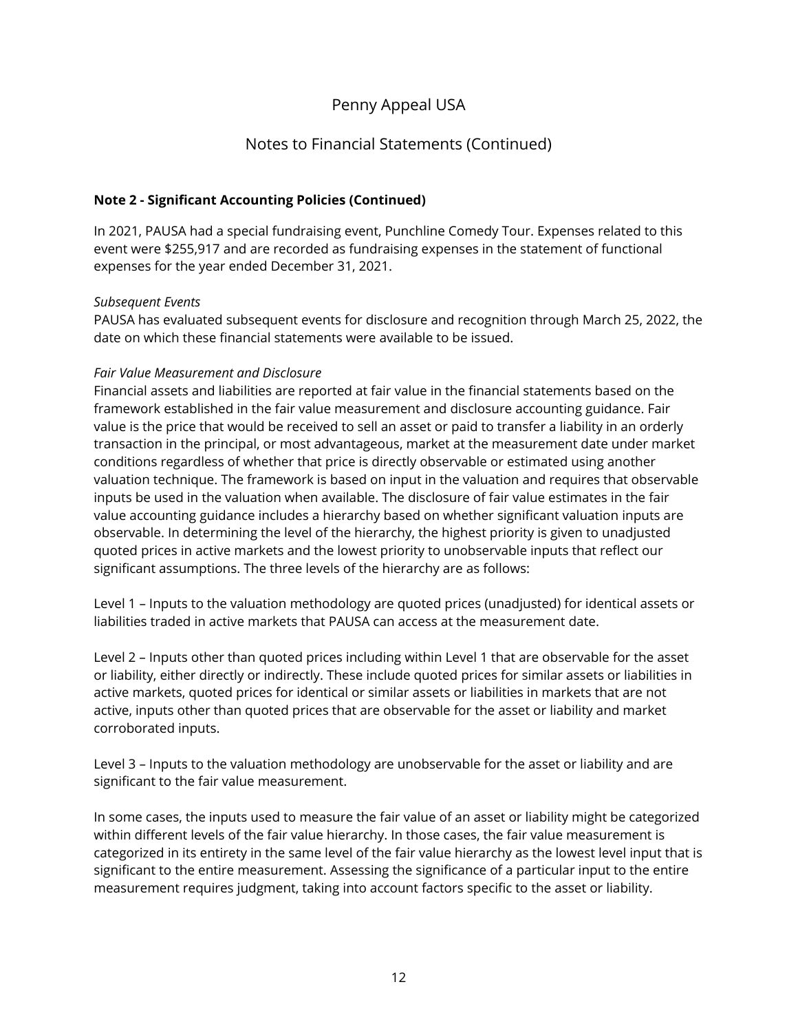Penny Appeal USA

Notes to Financial Statements (Continued)

**Note 2 - Significant Accounting Policies (Continued)**

In 2021, PAUSA had a special fundraising event, Punchline Comedy Tour. Expenses related to this event were $255,917 and are recorded as fundraising expenses in the statement of functional expenses for the year ended December 31, 2021.

*Subsequent Events*
PAUSA has evaluated subsequent events for disclosure and recognition through March 25, 2022, the date on which these financial statements were available to be issued.

*Fair Value Measurement and Disclosure*
Financial assets and liabilities are reported at fair value in the financial statements based on the framework established in the fair value measurement and disclosure accounting guidance. Fair value is the price that would be received to sell an asset or paid to transfer a liability in an orderly transaction in the principal, or most advantageous, market at the measurement date under market conditions regardless of whether that price is directly observable or estimated using another valuation technique. The framework is based on input in the valuation and requires that observable inputs be used in the valuation when available. The disclosure of fair value estimates in the fair value accounting guidance includes a hierarchy based on whether significant valuation inputs are observable. In determining the level of the hierarchy, the highest priority is given to unadjusted quoted prices in active markets and the lowest priority to unobservable inputs that reflect our significant assumptions. The three levels of the hierarchy are as follows:

Level 1 – Inputs to the valuation methodology are quoted prices (unadjusted) for identical assets or liabilities traded in active markets that PAUSA can access at the measurement date.

Level 2 – Inputs other than quoted prices including within Level 1 that are observable for the asset or liability, either directly or indirectly. These include quoted prices for similar assets or liabilities in active markets, quoted prices for identical or similar assets or liabilities in markets that are not active, inputs other than quoted prices that are observable for the asset or liability and market corroborated inputs.

Level 3 – Inputs to the valuation methodology are unobservable for the asset or liability and are significant to the fair value measurement.

In some cases, the inputs used to measure the fair value of an asset or liability might be categorized within different levels of the fair value hierarchy. In those cases, the fair value measurement is categorized in its entirety in the same level of the fair value hierarchy as the lowest level input that is significant to the entire measurement. Assessing the significance of a particular input to the entire measurement requires judgment, taking into account factors specific to the asset or liability.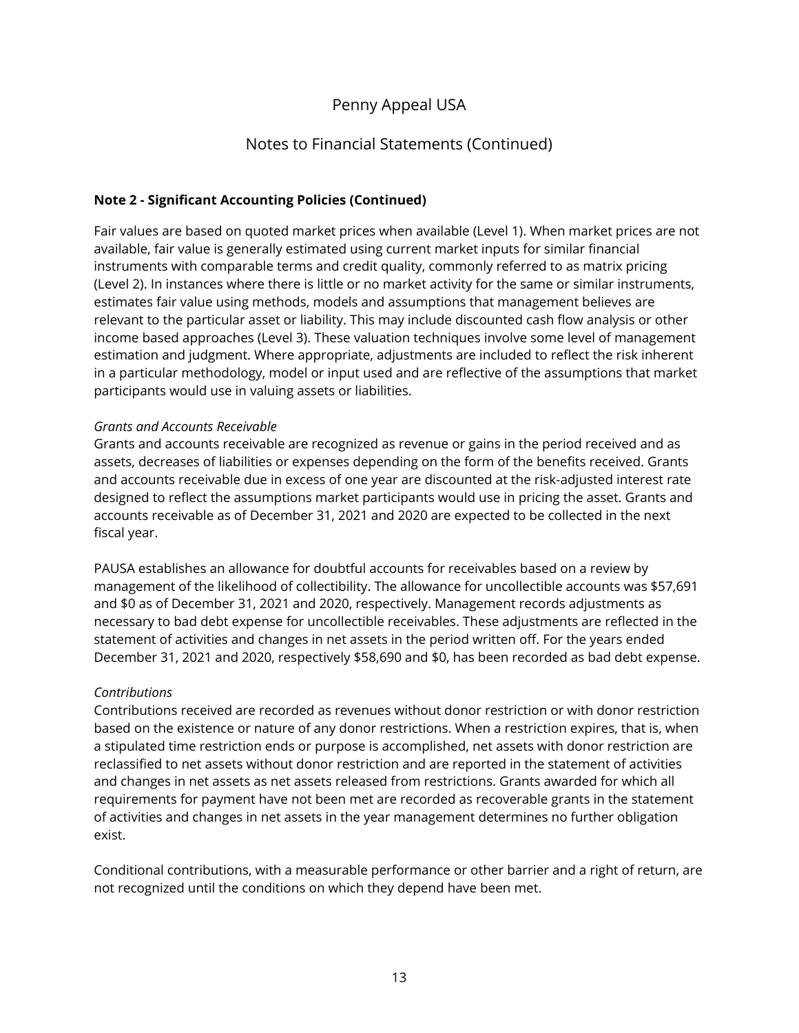Penny Appeal USA

Notes to Financial Statements (Continued)

**Note 2 - Significant Accounting Policies (Continued)**

Fair values are based on quoted market prices when available (Level 1). When market prices are not available, fair value is generally estimated using current market inputs for similar financial instruments with comparable terms and credit quality, commonly referred to as matrix pricing (Level 2). In instances where there is little or no market activity for the same or similar instruments, estimates fair value using methods, models and assumptions that management believes are relevant to the particular asset or liability. This may include discounted cash flow analysis or other income based approaches (Level 3). These valuation techniques involve some level of management estimation and judgment. Where appropriate, adjustments are included to reflect the risk inherent in a particular methodology, model or input used and are reflective of the assumptions that market participants would use in valuing assets or liabilities.

*Grants and Accounts Receivable*

Grants and accounts receivable are recognized as revenue or gains in the period received and as assets, decreases of liabilities or expenses depending on the form of the benefits received. Grants and accounts receivable due in excess of one year are discounted at the risk-adjusted interest rate designed to reflect the assumptions market participants would use in pricing the asset. Grants and accounts receivable as of December 31, 2021 and 2020 are expected to be collected in the next fiscal year.

PAUSA establishes an allowance for doubtful accounts for receivables based on a review by management of the likelihood of collectibility. The allowance for uncollectible accounts was $57,691 and $0 as of December 31, 2021 and 2020, respectively. Management records adjustments as necessary to bad debt expense for uncollectible receivables. These adjustments are reflected in the statement of activities and changes in net assets in the period written off. For the years ended December 31, 2021 and 2020, respectively $58,690 and $0, has been recorded as bad debt expense.

*Contributions*

Contributions received are recorded as revenues without donor restriction or with donor restriction based on the existence or nature of any donor restrictions. When a restriction expires, that is, when a stipulated time restriction ends or purpose is accomplished, net assets with donor restriction are reclassified to net assets without donor restriction and are reported in the statement of activities and changes in net assets as net assets released from restrictions. Grants awarded for which all requirements for payment have not been met are recorded as recoverable grants in the statement of activities and changes in net assets in the year management determines no further obligation exist.

Conditional contributions, with a measurable performance or other barrier and a right of return, are not recognized until the conditions on which they depend have been met.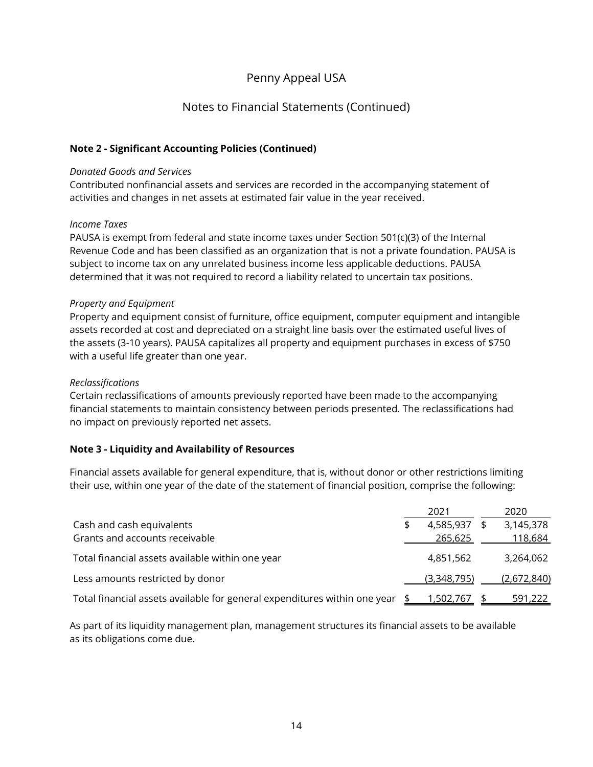# Penny Appeal USA

## Notes to Financial Statements (Continued)

### Note 2 - Significant Accounting Policies (Continued)

*Donated Goods and Services*
Contributed nonfinancial assets and services are recorded in the accompanying statement of activities and changes in net assets at estimated fair value in the year received.

*Income Taxes*
PAUSA is exempt from federal and state income taxes under Section 501(c)(3) of the Internal Revenue Code and has been classified as an organization that is not a private foundation. PAUSA is subject to income tax on any unrelated business income less applicable deductions. PAUSA determined that it was not required to record a liability related to uncertain tax positions.

*Property and Equipment*
Property and equipment consist of furniture, office equipment, computer equipment and intangible assets recorded at cost and depreciated on a straight line basis over the estimated useful lives of the assets (3-10 years). PAUSA capitalizes all property and equipment purchases in excess of $750 with a useful life greater than one year.

*Reclassifications*
Certain reclassifications of amounts previously reported have been made to the accompanying financial statements to maintain consistency between periods presented. The reclassifications had no impact on previously reported net assets.

### Note 3 - Liquidity and Availability of Resources

Financial assets available for general expenditure, that is, without donor or other restrictions limiting their use, within one year of the date of the statement of financial position, comprise the following:

| | 2021 | 2020 |
|---|---|---|
| Cash and cash equivalents | $ 4,585,937 | $ 3,145,378 |
| Grants and accounts receivable | 265,625 | 118,684 |
| Total financial assets available within one year | 4,851,562 | 3,264,062 |
| Less amounts restricted by donor | (3,348,795) | (2,672,840) |
| Total financial assets available for general expenditures within one year | $ 1,502,767 | $ 591,222 |

As part of its liquidity management plan, management structures its financial assets to be available as its obligations come due.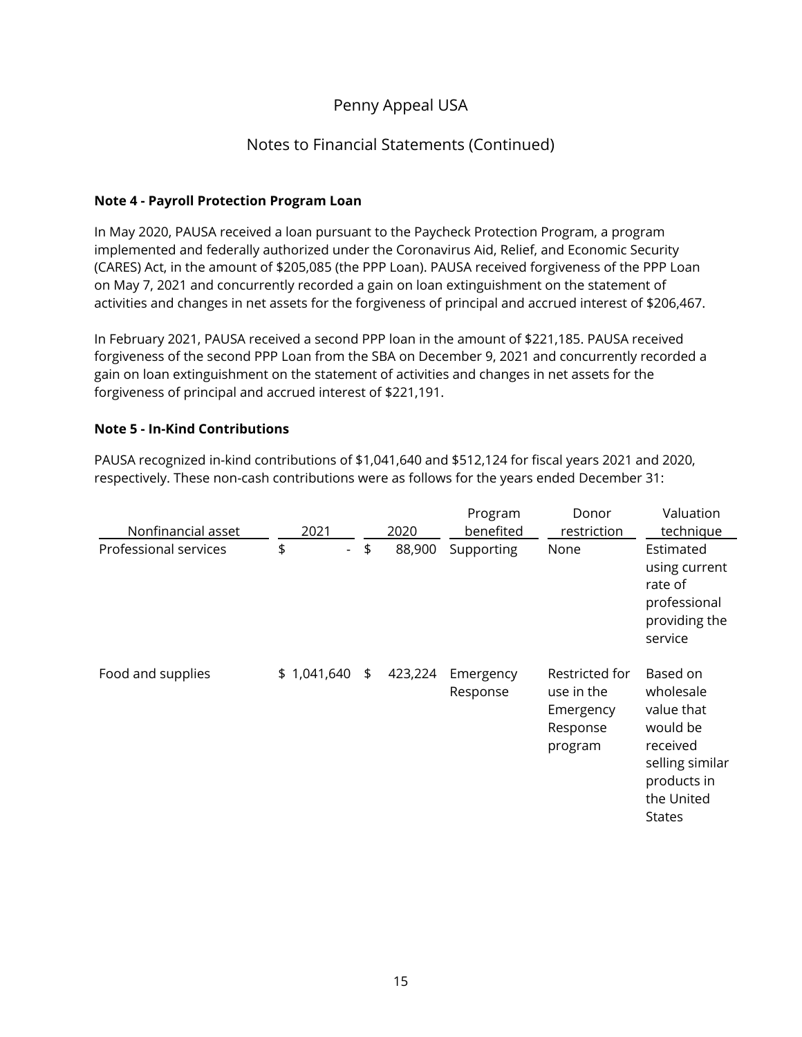# Penny Appeal USA

## Notes to Financial Statements (Continued)

**Note 4 - Payroll Protection Program Loan**

In May 2020, PAUSA received a loan pursuant to the Paycheck Protection Program, a program implemented and federally authorized under the Coronavirus Aid, Relief, and Economic Security (CARES) Act, in the amount of $205,085 (the PPP Loan). PAUSA received forgiveness of the PPP Loan on May 7, 2021 and concurrently recorded a gain on loan extinguishment on the statement of activities and changes in net assets for the forgiveness of principal and accrued interest of $206,467.

In February 2021, PAUSA received a second PPP loan in the amount of $221,185. PAUSA received forgiveness of the second PPP Loan from the SBA on December 9, 2021 and concurrently recorded a gain on loan extinguishment on the statement of activities and changes in net assets for the forgiveness of principal and accrued interest of $221,191.

**Note 5 - In-Kind Contributions**

PAUSA recognized in-kind contributions of $1,041,640 and $512,124 for fiscal years 2021 and 2020, respectively. These non-cash contributions were as follows for the years ended December 31:

| Nonfinancial asset | 2021 | 2020 | Program benefited | Donor restriction | Valuation technique |
|---|---|---|---|---|---|
| Professional services | $ - | $ 88,900 | Supporting | None | Estimated using current rate of professional providing the service |
| Food and supplies | $ 1,041,640 | $ 423,224 | Emergency Response | Restricted for use in the Emergency Response program | Based on wholesale value that would be received selling similar products in the United States |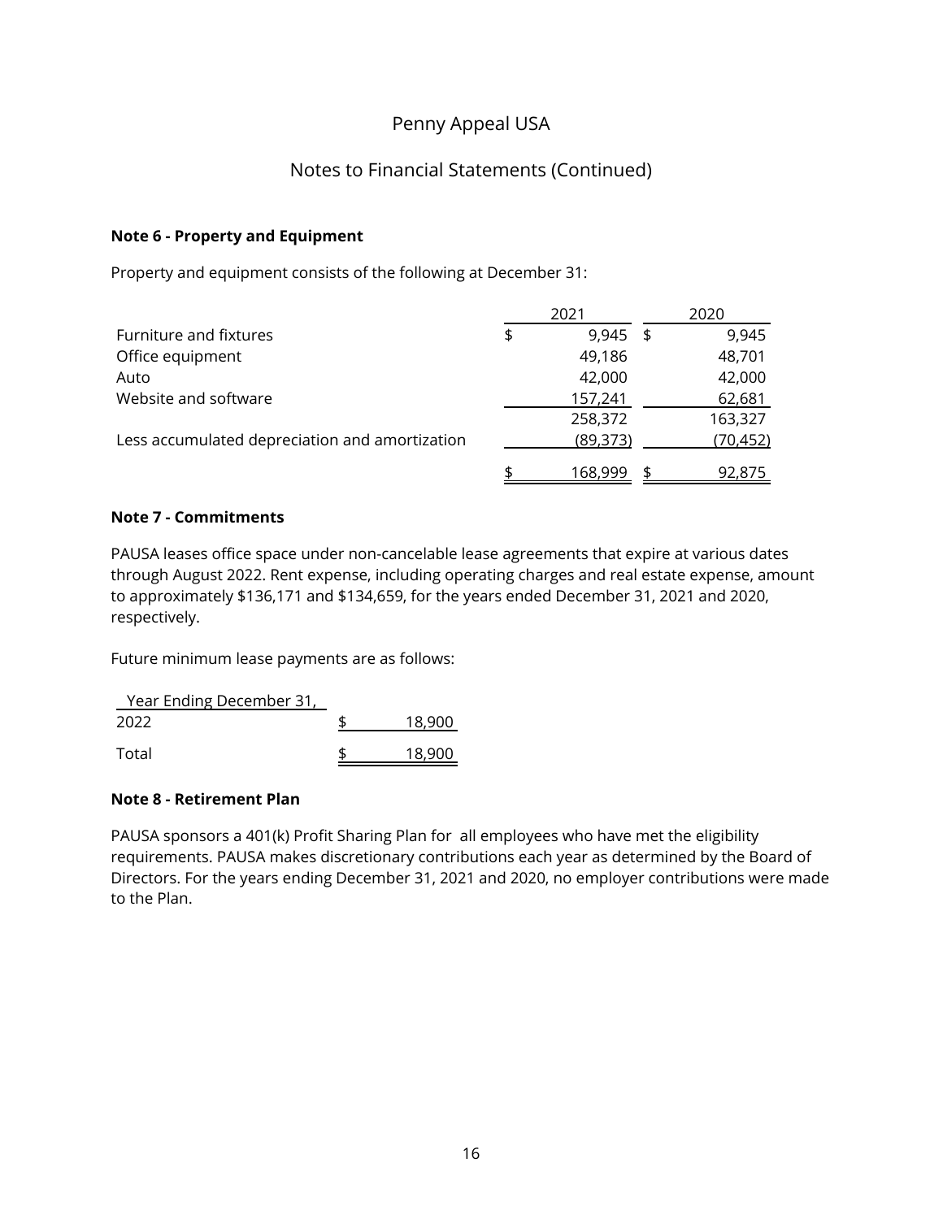# Penny Appeal USA

## Notes to Financial Statements (Continued)

### Note 6 - Property and Equipment

Property and equipment consists of the following at December 31:

| | 2021 | 2020 |
|---|---|---|
| Furniture and fixtures | $ 9,945 | $ 9,945 |
| Office equipment | 49,186 | 48,701 |
| Auto | 42,000 | 42,000 |
| Website and software | 157,241 | 62,681 |
| | 258,372 | 163,327 |
| Less accumulated depreciation and amortization | (89,373) | (70,452) |
| | $ 168,999 | $ 92,875 |

### Note 7 - Commitments

PAUSA leases office space under non-cancelable lease agreements that expire at various dates through August 2022. Rent expense, including operating charges and real estate expense, amount to approximately $136,171 and $134,659, for the years ended December 31, 2021 and 2020, respectively.

Future minimum lease payments are as follows:

| Year Ending December 31, | |
|---|---|
| 2022 | $ 18,900 |
| Total | $ 18,900 |

### Note 8 - Retirement Plan

PAUSA sponsors a 401(k) Profit Sharing Plan for all employees who have met the eligibility requirements. PAUSA makes discretionary contributions each year as determined by the Board of Directors. For the years ending December 31, 2021 and 2020, no employer contributions were made to the Plan.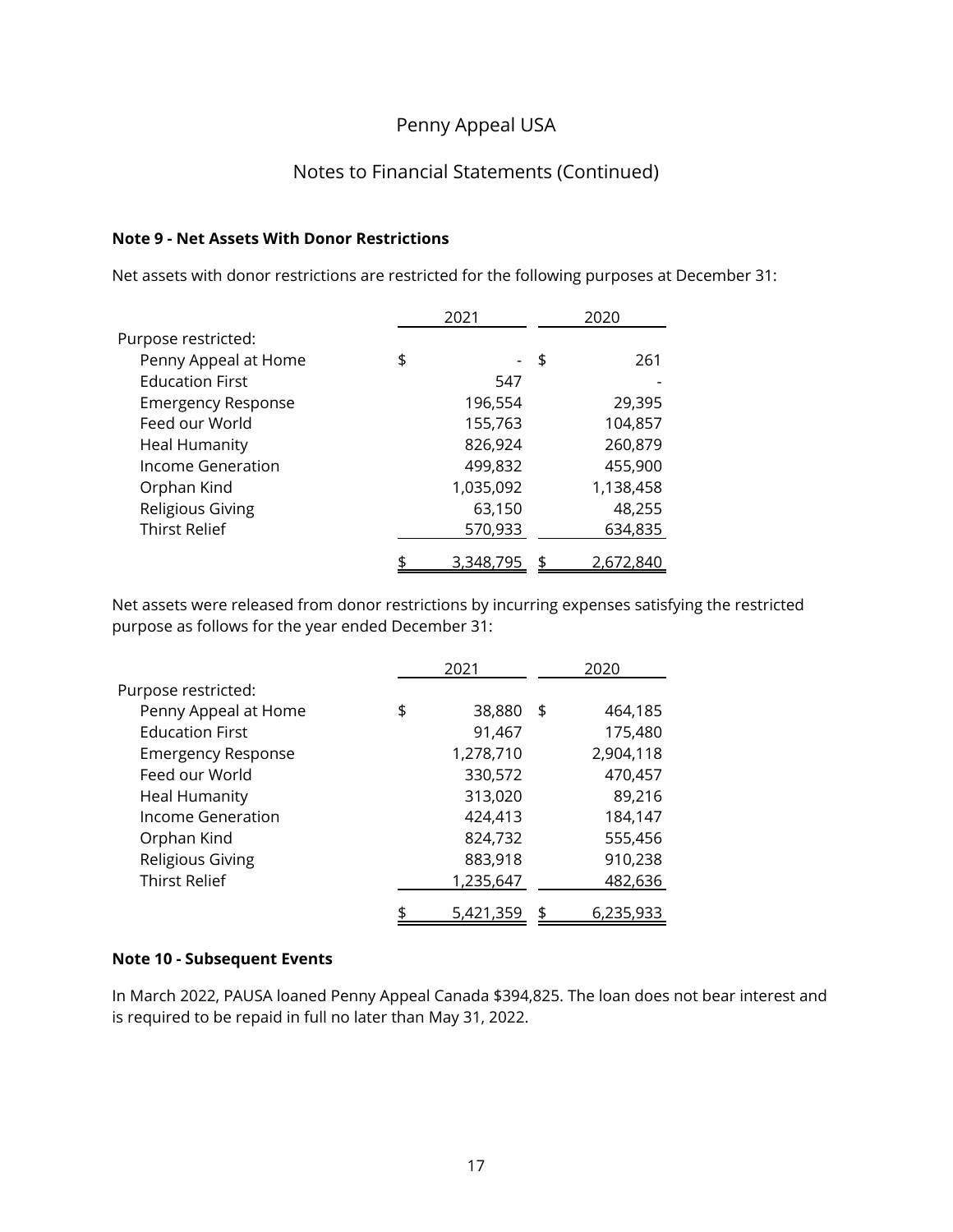Penny Appeal USA

Notes to Financial Statements (Continued)

**Note 9 - Net Assets With Donor Restrictions**

Net assets with donor restrictions are restricted for the following purposes at December 31:

| | 2021 | 2020 |
|---|---|---|
| Purpose restricted: | | |
| Penny Appeal at Home | $ - | $ 261 |
| Education First | 547 | - |
| Emergency Response | 196,554 | 29,395 |
| Feed our World | 155,763 | 104,857 |
| Heal Humanity | 826,924 | 260,879 |
| Income Generation | 499,832 | 455,900 |
| Orphan Kind | 1,035,092 | 1,138,458 |
| Religious Giving | 63,150 | 48,255 |
| Thirst Relief | 570,933 | 634,835 |
| | $ 3,348,795 | $ 2,672,840 |

Net assets were released from donor restrictions by incurring expenses satisfying the restricted purpose as follows for the year ended December 31:

| | 2021 | 2020 |
|---|---|---|
| Purpose restricted: | | |
| Penny Appeal at Home | $ 38,880 | $ 464,185 |
| Education First | 91,467 | 175,480 |
| Emergency Response | 1,278,710 | 2,904,118 |
| Feed our World | 330,572 | 470,457 |
| Heal Humanity | 313,020 | 89,216 |
| Income Generation | 424,413 | 184,147 |
| Orphan Kind | 824,732 | 555,456 |
| Religious Giving | 883,918 | 910,238 |
| Thirst Relief | 1,235,647 | 482,636 |
| | $ 5,421,359 | $ 6,235,933 |

**Note 10 - Subsequent Events**

In March 2022, PAUSA loaned Penny Appeal Canada $394,825. The loan does not bear interest and is required to be repaid in full no later than May 31, 2022.